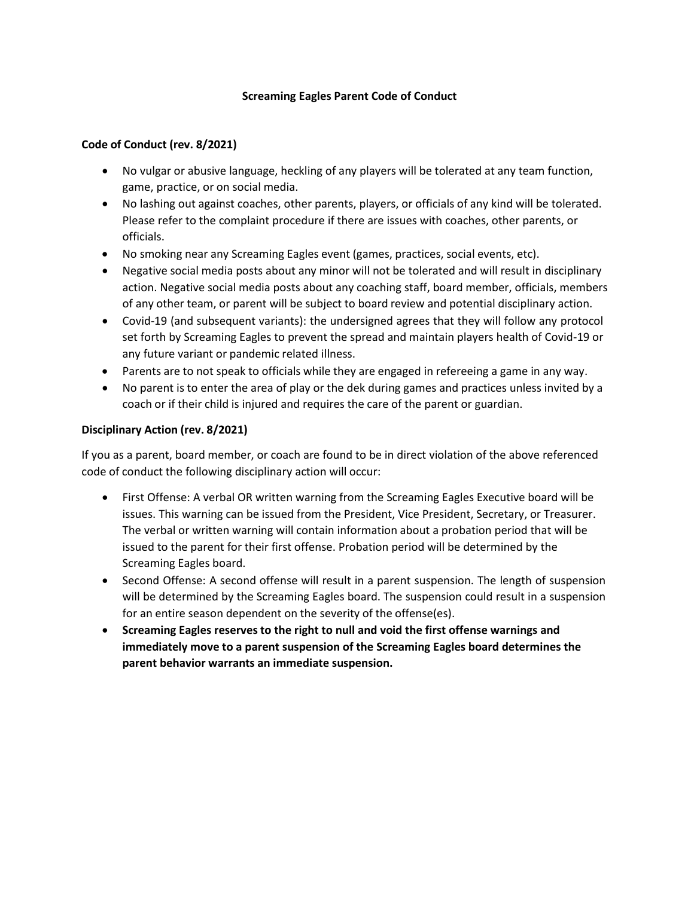# Screaming Eagles Parent Code of Conduct

## Code of Conduct (rev. 8/2021)

- No vulgar or abusive language, heckling of any players will be tolerated at any team function, game, practice, or on social media.
- No lashing out against coaches, other parents, players, or officials of any kind will be tolerated. Please refer to the complaint procedure if there are issues with coaches, other parents, or officials.
- No smoking near any Screaming Eagles event (games, practices, social events, etc).
- Negative social media posts about any minor will not be tolerated and will result in disciplinary action. Negative social media posts about any coaching staff, board member, officials, members of any other team, or parent will be subject to board review and potential disciplinary action.
- Covid-19 (and subsequent variants): the undersigned agrees that they will follow any protocol set forth by Screaming Eagles to prevent the spread and maintain players health of Covid-19 or any future variant or pandemic related illness.
- Parents are to not speak to officials while they are engaged in refereeing a game in any way.
- No parent is to enter the area of play or the dek during games and practices unless invited by a coach or if their child is injured and requires the care of the parent or guardian.

## Disciplinary Action (rev. 8/2021)

If you as a parent, board member, or coach are found to be in direct violation of the above referenced code of conduct the following disciplinary action will occur:

- First Offense: A verbal OR written warning from the Screaming Eagles Executive board will be issues. This warning can be issued from the President, Vice President, Secretary, or Treasurer. The verbal or written warning will contain information about a probation period that will be issued to the parent for their first offense. Probation period will be determined by the Screaming Eagles board.
- Second Offense: A second offense will result in a parent suspension. The length of suspension will be determined by the Screaming Eagles board. The suspension could result in a suspension for an entire season dependent on the severity of the offense(es).
- **Screaming Eagles reserves to the right to null and void the first offense warnings and immediately move to a parent suspension of the Screaming Eagles board determines the parent behavior warrants an immediate suspension.**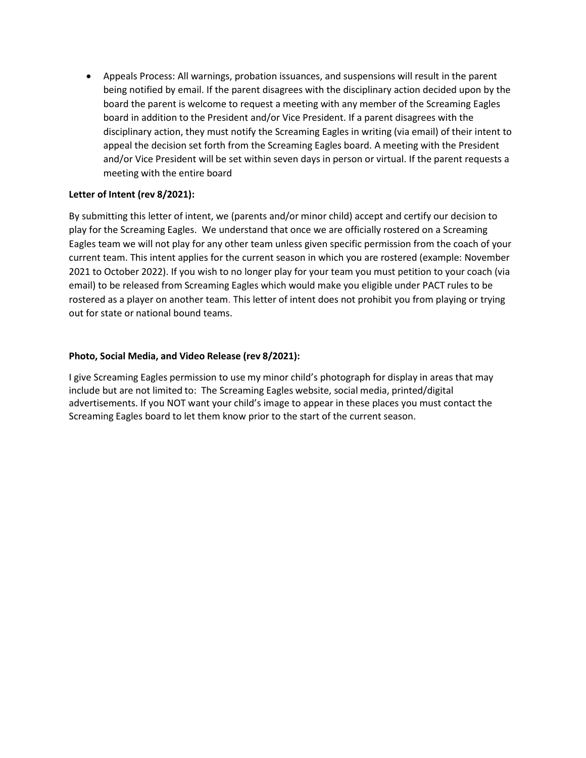- Appeals Process: All warnings, probation issuances, and suspensions will result in the parent being notified by email. If the parent disagrees with the disciplinary action decided upon by the board the parent is welcome to request a meeting with any member of the Screaming Eagles board in addition to the President and/or Vice President. If a parent disagrees with the disciplinary action, they must notify the Screaming Eagles in writing (via email) of their intent to appeal the decision set forth from the Screaming Eagles board. A meeting with the President and/or Vice President will be set within seven days in person or virtual. If the parent requests a meeting with the entire board

**Letter of Intent (rev 8/2021):**

By submitting this letter of intent, we (parents and/or minor child) accept and certify our decision to play for the Screaming Eagles. We understand that once we are officially rostered on a Screaming Eagles team we will not play for any other team unless given specific permission from the coach of your current team. This intent applies for the current season in which you are rostered (example: November 2021 to October 2022). If you wish to no longer play for your team you must petition to your coach (via email) to be released from Screaming Eagles which would make you eligible under PACT rules to be rostered as a player on another team. This letter of intent does not prohibit you from playing or trying out for state or national bound teams.

**Photo, Social Media, and Video Release (rev 8/2021):**

I give Screaming Eagles permission to use my minor child's photograph for display in areas that may include but are not limited to: The Screaming Eagles website, social media, printed/digital advertisements. If you NOT want your child's image to appear in these places you must contact the Screaming Eagles board to let them know prior to the start of the current season.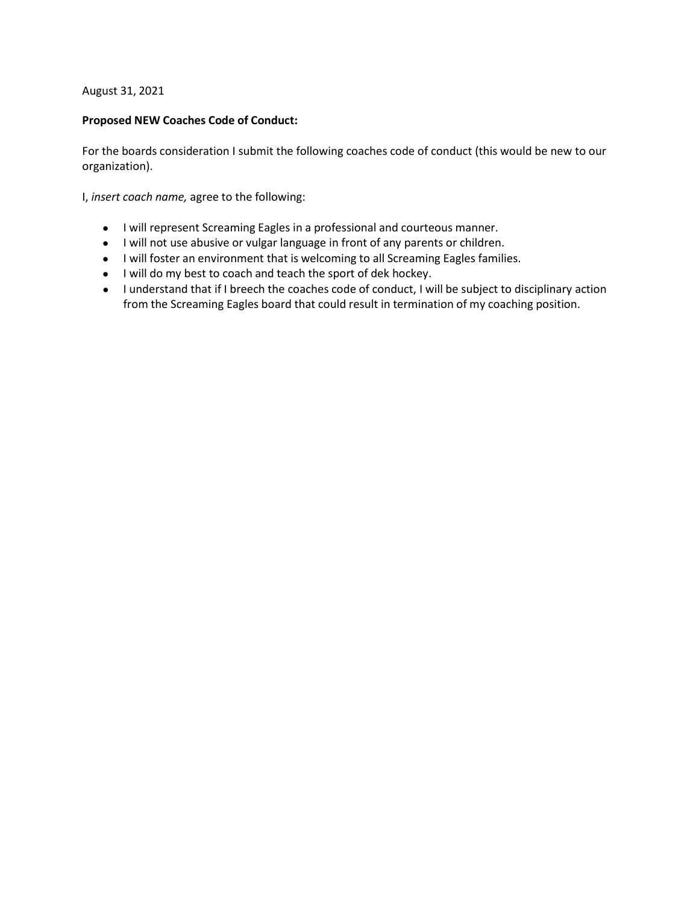August 31, 2021

**Proposed NEW Coaches Code of Conduct:**

For the boards consideration I submit the following coaches code of conduct (this would be new to our organization).

I, *insert coach name,* agree to the following:

- I will represent Screaming Eagles in a professional and courteous manner.
- I will not use abusive or vulgar language in front of any parents or children.
- I will foster an environment that is welcoming to all Screaming Eagles families.
- I will do my best to coach and teach the sport of dek hockey.
- I understand that if I breech the coaches code of conduct, I will be subject to disciplinary action from the Screaming Eagles board that could result in termination of my coaching position.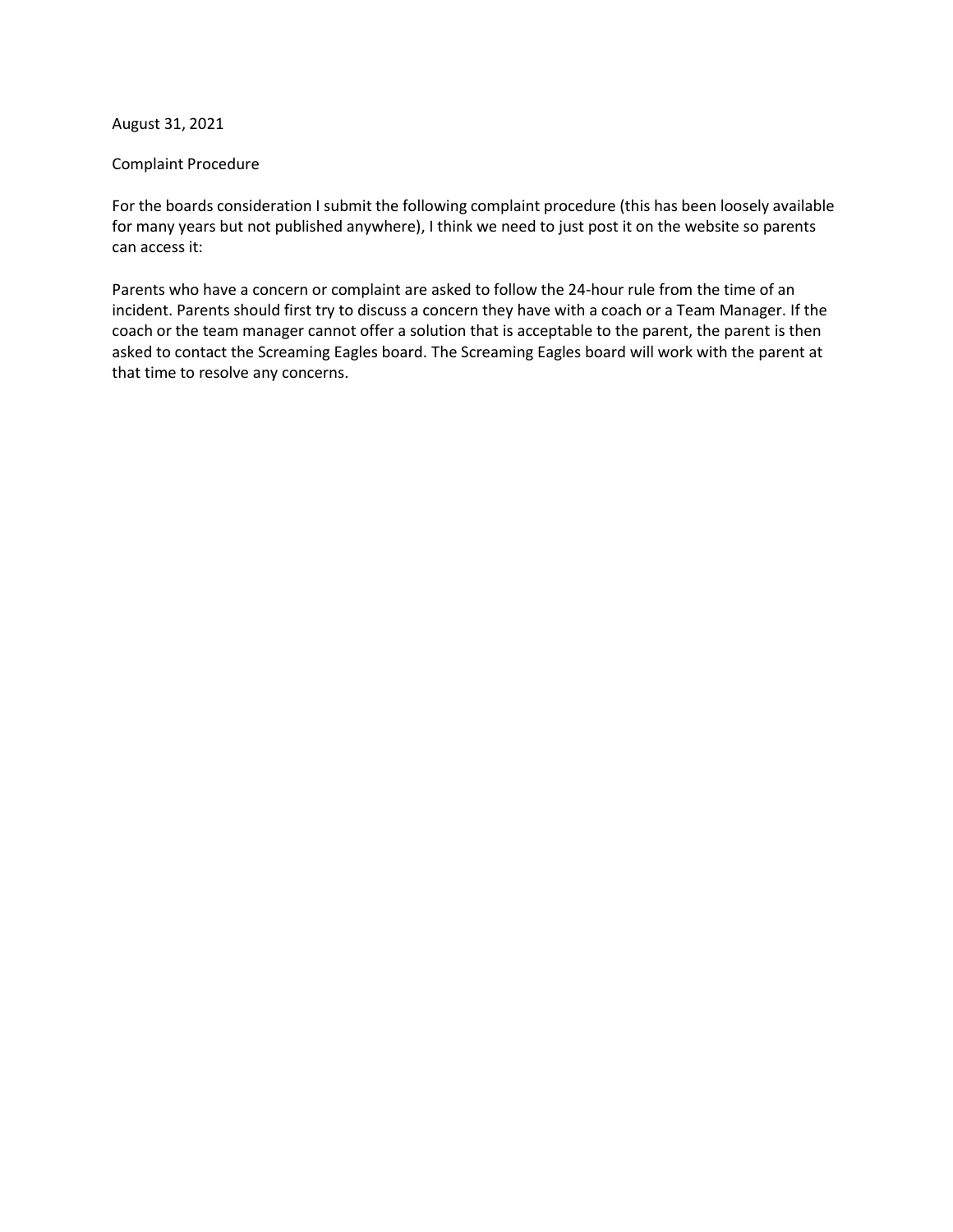August 31, 2021

Complaint Procedure

For the boards consideration I submit the following complaint procedure (this has been loosely available for many years but not published anywhere), I think we need to just post it on the website so parents can access it:

Parents who have a concern or complaint are asked to follow the 24-hour rule from the time of an incident. Parents should first try to discuss a concern they have with a coach or a Team Manager. If the coach or the team manager cannot offer a solution that is acceptable to the parent, the parent is then asked to contact the Screaming Eagles board. The Screaming Eagles board will work with the parent at that time to resolve any concerns.